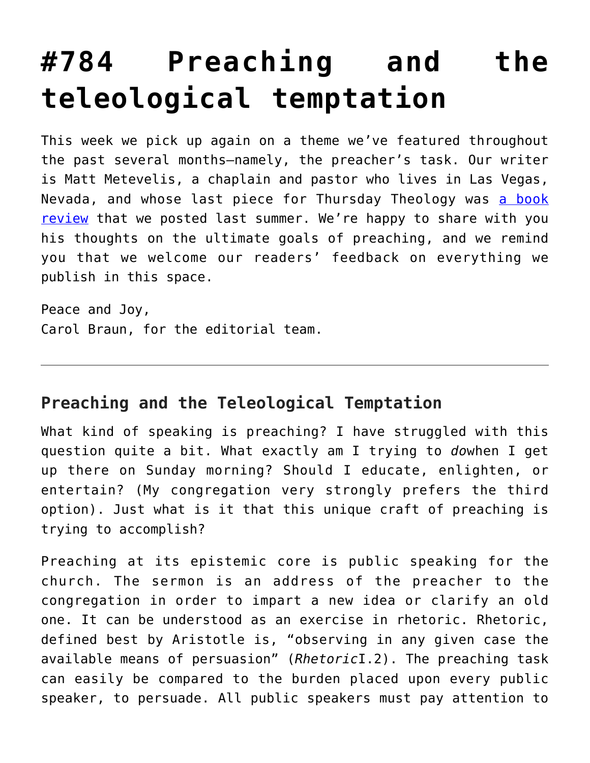# #784 Preaching and the teleological temptation

This week we pick up again on a theme we've featured throughout the past several months—namely, the preacher's task. Our writer is Matt Metevelis, a chaplain and pastor who lives in Las Vegas, Nevada, and whose last piece for Thursday Theology was a book review that we posted last summer. We're happy to share with you his thoughts on the ultimate goals of preaching, and we remind you that we welcome our readers' feedback on everything we publish in this space.

Peace and Joy,
Carol Braun, for the editorial team.

---

### Preaching and the Teleological Temptation

What kind of speaking is preaching? I have struggled with this question quite a bit. What exactly am I trying to *do* when I get up there on Sunday morning? Should I educate, enlighten, or entertain? (My congregation very strongly prefers the third option). Just what is it that this unique craft of preaching is trying to accomplish?

Preaching at its epistemic core is public speaking for the church. The sermon is an address of the preacher to the congregation in order to impart a new idea or clarify an old one. It can be understood as an exercise in rhetoric. Rhetoric, defined best by Aristotle is, "observing in any given case the available means of persuasion" (*Rhetoric* I.2). The preaching task can easily be compared to the burden placed upon every public speaker, to persuade. All public speakers must pay attention to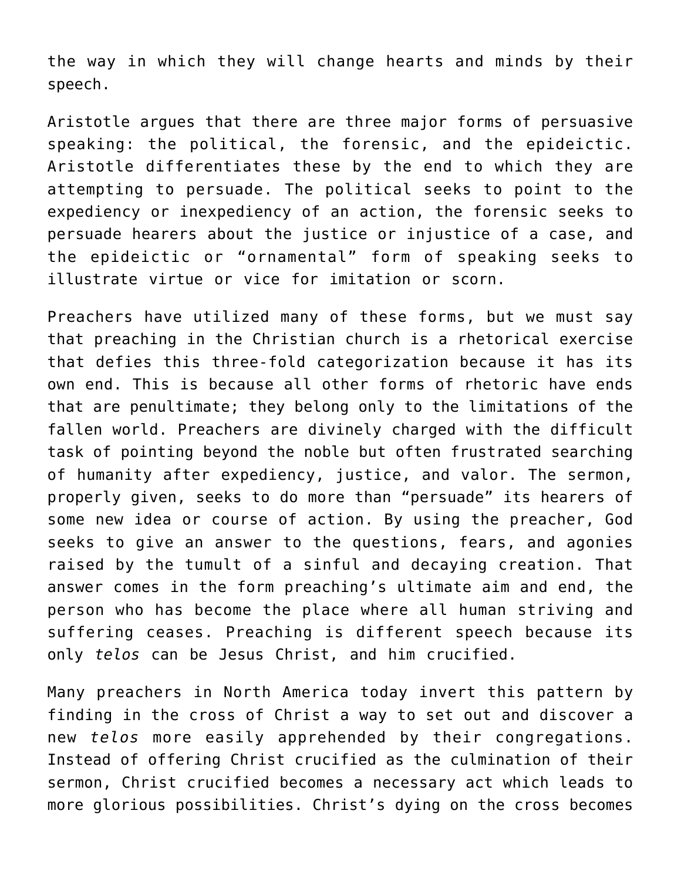the way in which they will change hearts and minds by their speech.

Aristotle argues that there are three major forms of persuasive speaking: the political, the forensic, and the epideictic. Aristotle differentiates these by the end to which they are attempting to persuade. The political seeks to point to the expediency or inexpediency of an action, the forensic seeks to persuade hearers about the justice or injustice of a case, and the epideictic or "ornamental" form of speaking seeks to illustrate virtue or vice for imitation or scorn.

Preachers have utilized many of these forms, but we must say that preaching in the Christian church is a rhetorical exercise that defies this three-fold categorization because it has its own end. This is because all other forms of rhetoric have ends that are penultimate; they belong only to the limitations of the fallen world. Preachers are divinely charged with the difficult task of pointing beyond the noble but often frustrated searching of humanity after expediency, justice, and valor. The sermon, properly given, seeks to do more than "persuade" its hearers of some new idea or course of action. By using the preacher, God seeks to give an answer to the questions, fears, and agonies raised by the tumult of a sinful and decaying creation. That answer comes in the form preaching's ultimate aim and end, the person who has become the place where all human striving and suffering ceases. Preaching is different speech because its only *telos* can be Jesus Christ, and him crucified.

Many preachers in North America today invert this pattern by finding in the cross of Christ a way to set out and discover a new *telos* more easily apprehended by their congregations. Instead of offering Christ crucified as the culmination of their sermon, Christ crucified becomes a necessary act which leads to more glorious possibilities. Christ's dying on the cross becomes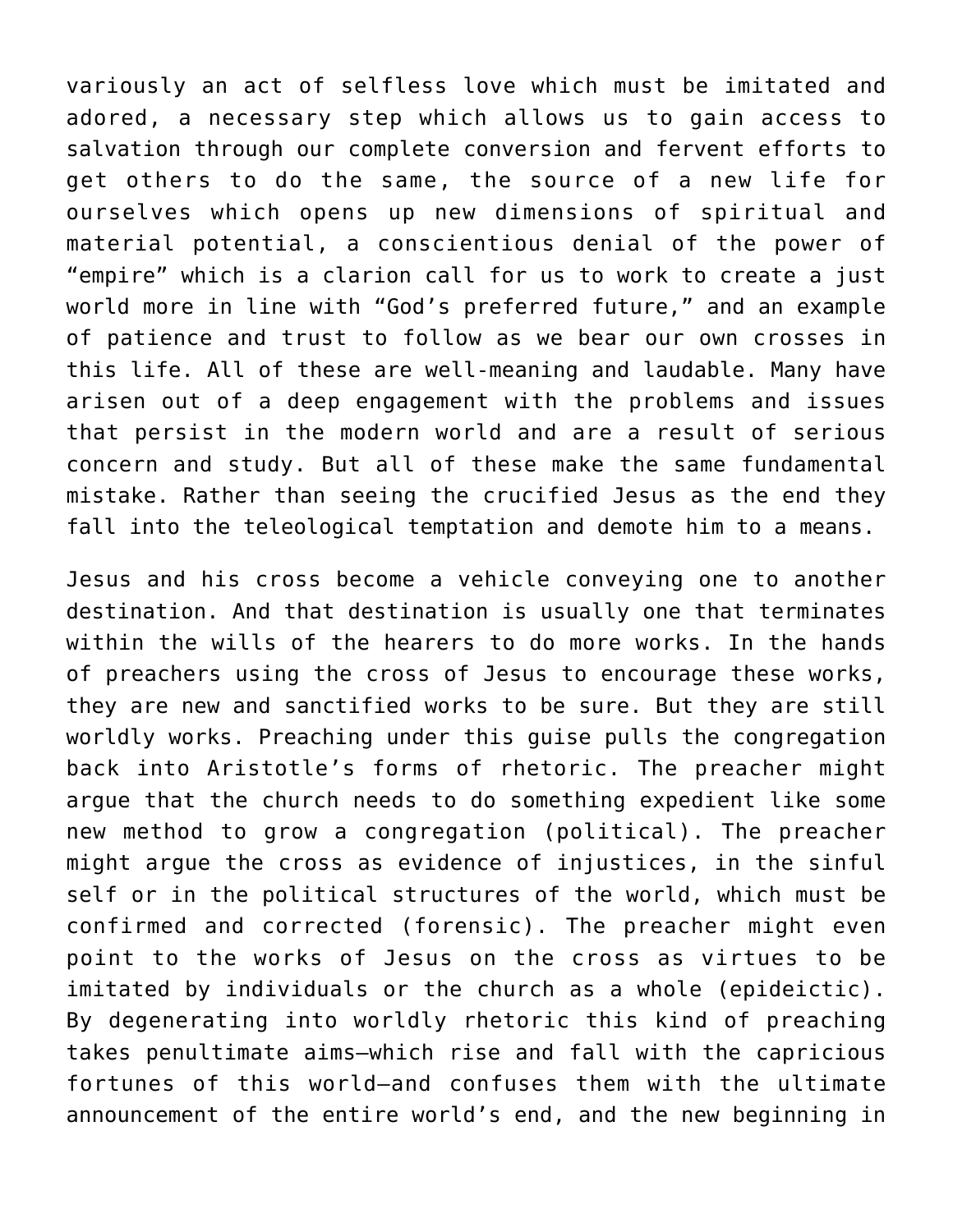variously an act of selfless love which must be imitated and adored, a necessary step which allows us to gain access to salvation through our complete conversion and fervent efforts to get others to do the same, the source of a new life for ourselves which opens up new dimensions of spiritual and material potential, a conscientious denial of the power of "empire" which is a clarion call for us to work to create a just world more in line with "God's preferred future," and an example of patience and trust to follow as we bear our own crosses in this life. All of these are well-meaning and laudable. Many have arisen out of a deep engagement with the problems and issues that persist in the modern world and are a result of serious concern and study. But all of these make the same fundamental mistake. Rather than seeing the crucified Jesus as the end they fall into the teleological temptation and demote him to a means.

Jesus and his cross become a vehicle conveying one to another destination. And that destination is usually one that terminates within the wills of the hearers to do more works. In the hands of preachers using the cross of Jesus to encourage these works, they are new and sanctified works to be sure. But they are still worldly works. Preaching under this guise pulls the congregation back into Aristotle's forms of rhetoric. The preacher might argue that the church needs to do something expedient like some new method to grow a congregation (political). The preacher might argue the cross as evidence of injustices, in the sinful self or in the political structures of the world, which must be confirmed and corrected (forensic). The preacher might even point to the works of Jesus on the cross as virtues to be imitated by individuals or the church as a whole (epideictic). By degenerating into worldly rhetoric this kind of preaching takes penultimate aims—which rise and fall with the capricious fortunes of this world—and confuses them with the ultimate announcement of the entire world's end, and the new beginning in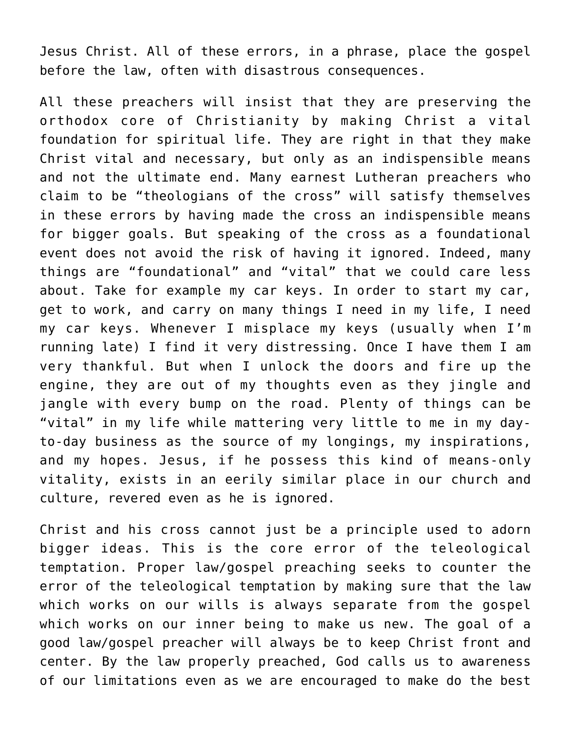Jesus Christ. All of these errors, in a phrase, place the gospel before the law, often with disastrous consequences.

All these preachers will insist that they are preserving the orthodox core of Christianity by making Christ a vital foundation for spiritual life. They are right in that they make Christ vital and necessary, but only as an indispensible means and not the ultimate end. Many earnest Lutheran preachers who claim to be “theologians of the cross” will satisfy themselves in these errors by having made the cross an indispensible means for bigger goals. But speaking of the cross as a foundational event does not avoid the risk of having it ignored. Indeed, many things are “foundational” and “vital” that we could care less about. Take for example my car keys. In order to start my car, get to work, and carry on many things I need in my life, I need my car keys. Whenever I misplace my keys (usually when I’m running late) I find it very distressing. Once I have them I am very thankful. But when I unlock the doors and fire up the engine, they are out of my thoughts even as they jingle and jangle with every bump on the road. Plenty of things can be “vital” in my life while mattering very little to me in my day-to-day business as the source of my longings, my inspirations, and my hopes. Jesus, if he possess this kind of means-only vitality, exists in an eerily similar place in our church and culture, revered even as he is ignored.

Christ and his cross cannot just be a principle used to adorn bigger ideas. This is the core error of the teleological temptation. Proper law/gospel preaching seeks to counter the error of the teleological temptation by making sure that the law which works on our wills is always separate from the gospel which works on our inner being to make us new. The goal of a good law/gospel preacher will always be to keep Christ front and center. By the law properly preached, God calls us to awareness of our limitations even as we are encouraged to make do the best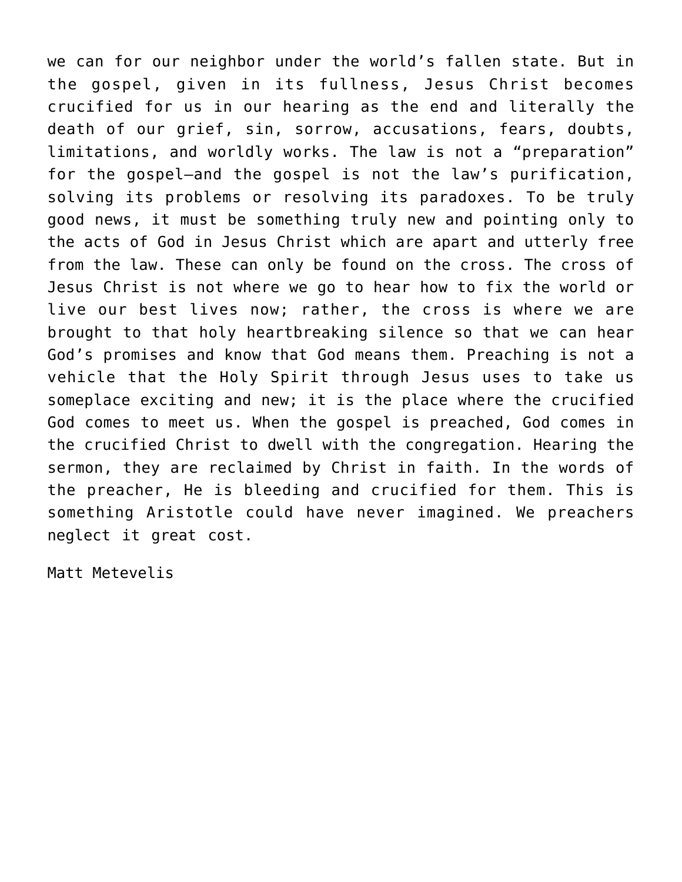we can for our neighbor under the world's fallen state. But in the gospel, given in its fullness, Jesus Christ becomes crucified for us in our hearing as the end and literally the death of our grief, sin, sorrow, accusations, fears, doubts, limitations, and worldly works. The law is not a "preparation" for the gospel—and the gospel is not the law's purification, solving its problems or resolving its paradoxes. To be truly good news, it must be something truly new and pointing only to the acts of God in Jesus Christ which are apart and utterly free from the law. These can only be found on the cross. The cross of Jesus Christ is not where we go to hear how to fix the world or live our best lives now; rather, the cross is where we are brought to that holy heartbreaking silence so that we can hear God's promises and know that God means them. Preaching is not a vehicle that the Holy Spirit through Jesus uses to take us someplace exciting and new; it is the place where the crucified God comes to meet us. When the gospel is preached, God comes in the crucified Christ to dwell with the congregation. Hearing the sermon, they are reclaimed by Christ in faith. In the words of the preacher, He is bleeding and crucified for them. This is something Aristotle could have never imagined. We preachers neglect it great cost.

Matt Metevelis